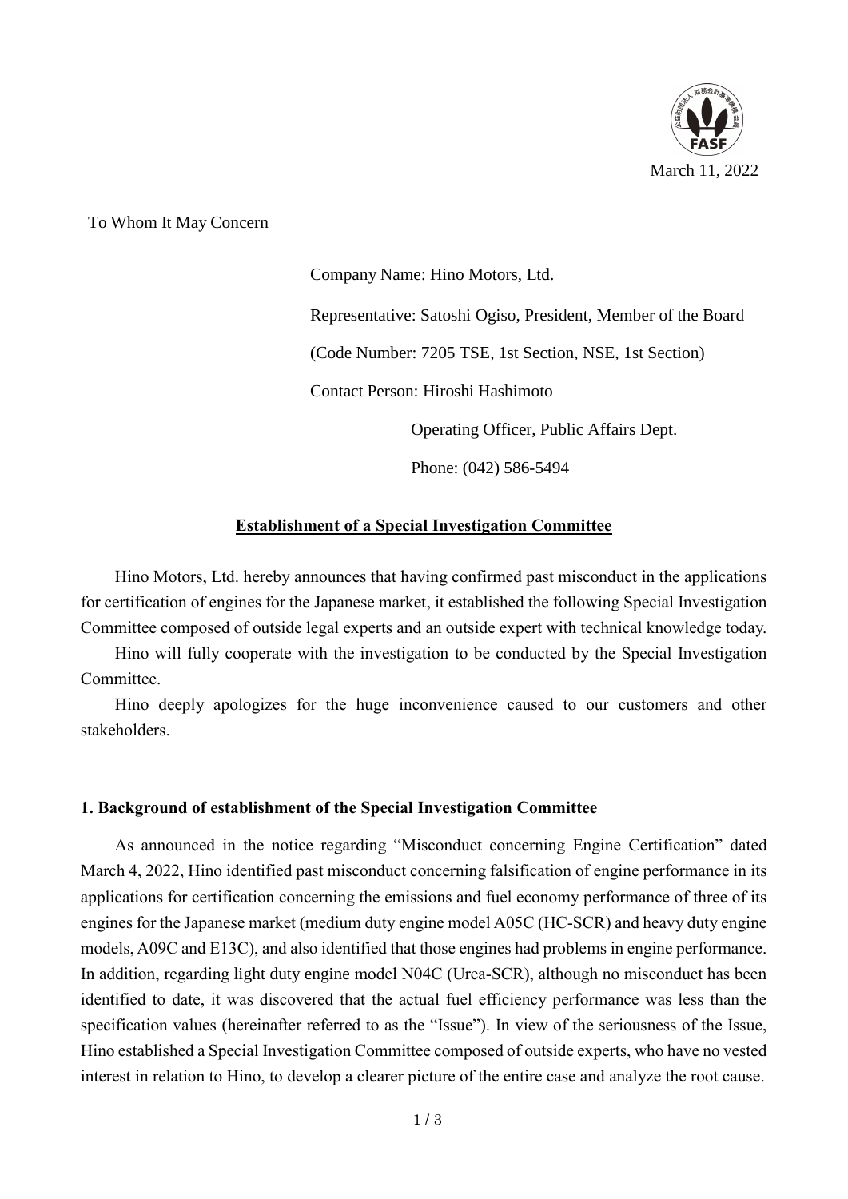March 11, 2022

To Whom It May Concern

Company Name: Hino Motors, Ltd.

Representative: Satoshi Ogiso, President, Member of the Board

(Code Number: 7205 TSE, 1st Section, NSE, 1st Section)

Contact Person: Hiroshi Hashimoto

Operating Officer, Public Affairs Dept.

Phone: (042) 586-5494

## Establishment of a Special Investigation Committee

Hino Motors, Ltd. hereby announces that having confirmed past misconduct in the applications for certification of engines for the Japanese market, it established the following Special Investigation Committee composed of outside legal experts and an outside expert with technical knowledge today.

Hino will fully cooperate with the investigation to be conducted by the Special Investigation Committee.

Hino deeply apologizes for the huge inconvenience caused to our customers and other stakeholders.

### 1. Background of establishment of the Special Investigation Committee

As announced in the notice regarding "Misconduct concerning Engine Certification" dated March 4, 2022, Hino identified past misconduct concerning falsification of engine performance in its applications for certification concerning the emissions and fuel economy performance of three of its engines for the Japanese market (medium duty engine model A05C (HC-SCR) and heavy duty engine models, A09C and E13C), and also identified that those engines had problems in engine performance. In addition, regarding light duty engine model N04C (Urea-SCR), although no misconduct has been identified to date, it was discovered that the actual fuel efficiency performance was less than the specification values (hereinafter referred to as the "Issue"). In view of the seriousness of the Issue, Hino established a Special Investigation Committee composed of outside experts, who have no vested interest in relation to Hino, to develop a clearer picture of the entire case and analyze the root cause.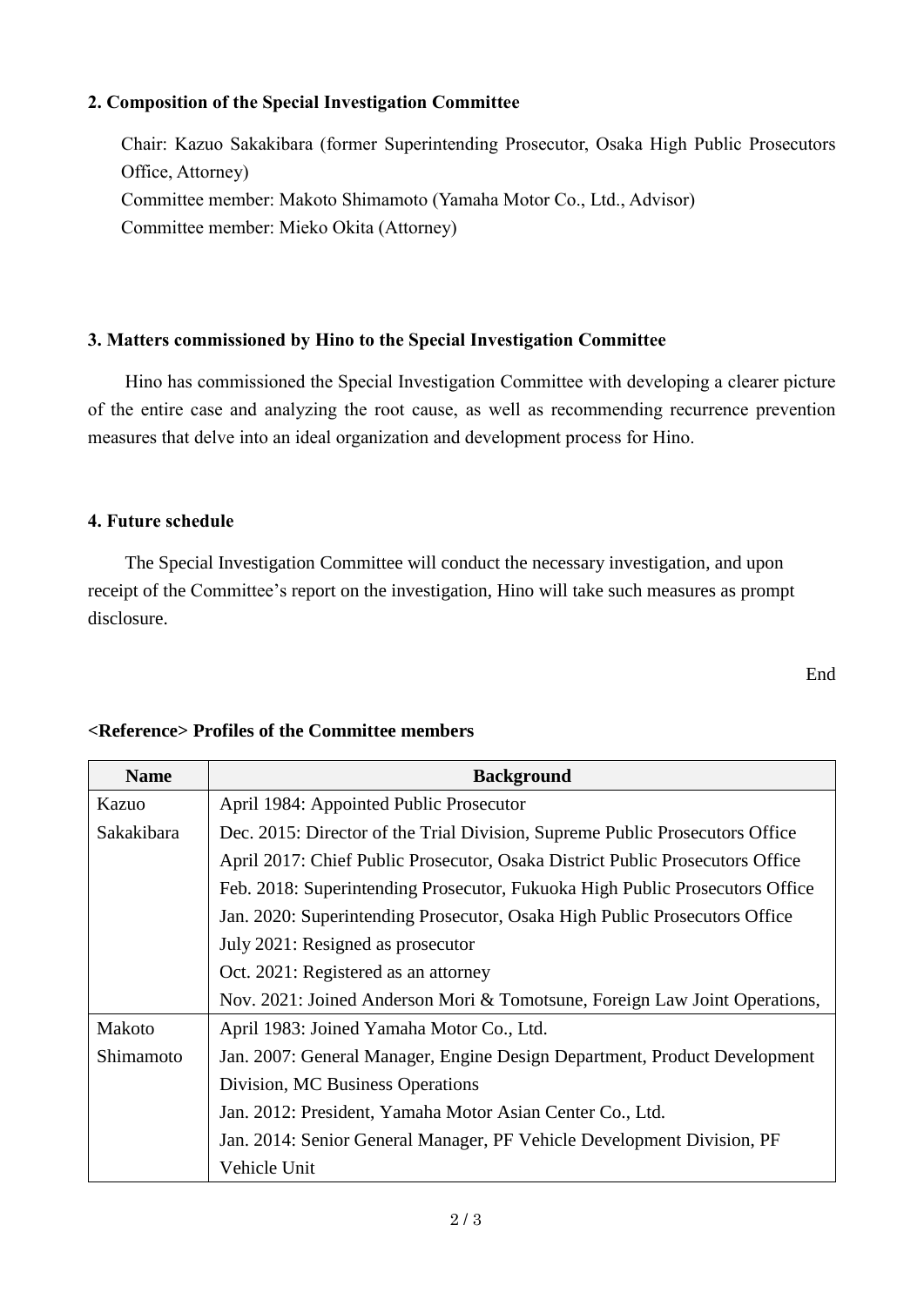### 2. Composition of the Special Investigation Committee

Chair: Kazuo Sakakibara (former Superintending Prosecutor, Osaka High Public Prosecutors Office, Attorney)
Committee member: Makoto Shimamoto (Yamaha Motor Co., Ltd., Advisor)
Committee member: Mieko Okita (Attorney)

### 3. Matters commissioned by Hino to the Special Investigation Committee

Hino has commissioned the Special Investigation Committee with developing a clearer picture of the entire case and analyzing the root cause, as well as recommending recurrence prevention measures that delve into an ideal organization and development process for Hino.

### 4. Future schedule

The Special Investigation Committee will conduct the necessary investigation, and upon receipt of the Committee's report on the investigation, Hino will take such measures as prompt disclosure.

End

**<Reference> Profiles of the Committee members**

| Name | Background |
|---|---|
| Kazuo Sakakibara | April 1984: Appointed Public Prosecutor<br>Dec. 2015: Director of the Trial Division, Supreme Public Prosecutors Office<br>April 2017: Chief Public Prosecutor, Osaka District Public Prosecutors Office<br>Feb. 2018: Superintending Prosecutor, Fukuoka High Public Prosecutors Office<br>Jan. 2020: Superintending Prosecutor, Osaka High Public Prosecutors Office<br>July 2021: Resigned as prosecutor<br>Oct. 2021: Registered as an attorney<br>Nov. 2021: Joined Anderson Mori & Tomotsune, Foreign Law Joint Operations, |
| Makoto Shimamoto | April 1983: Joined Yamaha Motor Co., Ltd.<br>Jan. 2007: General Manager, Engine Design Department, Product Development Division, MC Business Operations<br>Jan. 2012: President, Yamaha Motor Asian Center Co., Ltd.<br>Jan. 2014: Senior General Manager, PF Vehicle Development Division, PF Vehicle Unit |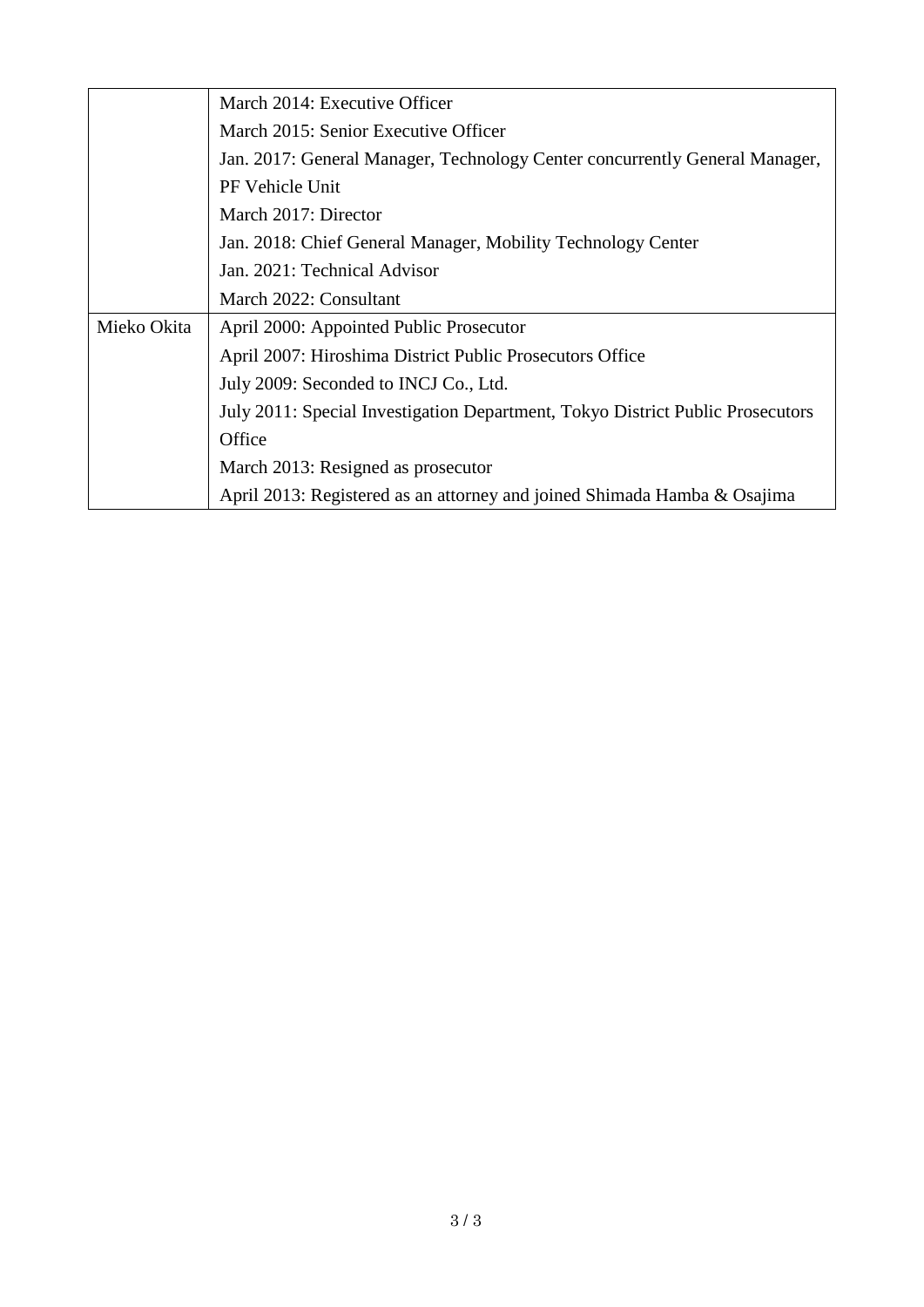| | |
|---|---|
| | March 2014: Executive Officer<br>March 2015: Senior Executive Officer<br>Jan. 2017: General Manager, Technology Center concurrently General Manager, PF Vehicle Unit<br>March 2017: Director<br>Jan. 2018: Chief General Manager, Mobility Technology Center<br>Jan. 2021: Technical Advisor<br>March 2022: Consultant |
| Mieko Okita | April 2000: Appointed Public Prosecutor<br>April 2007: Hiroshima District Public Prosecutors Office<br>July 2009: Seconded to INCJ Co., Ltd.<br>July 2011: Special Investigation Department, Tokyo District Public Prosecutors Office<br>March 2013: Resigned as prosecutor<br>April 2013: Registered as an attorney and joined Shimada Hamba & Osajima |